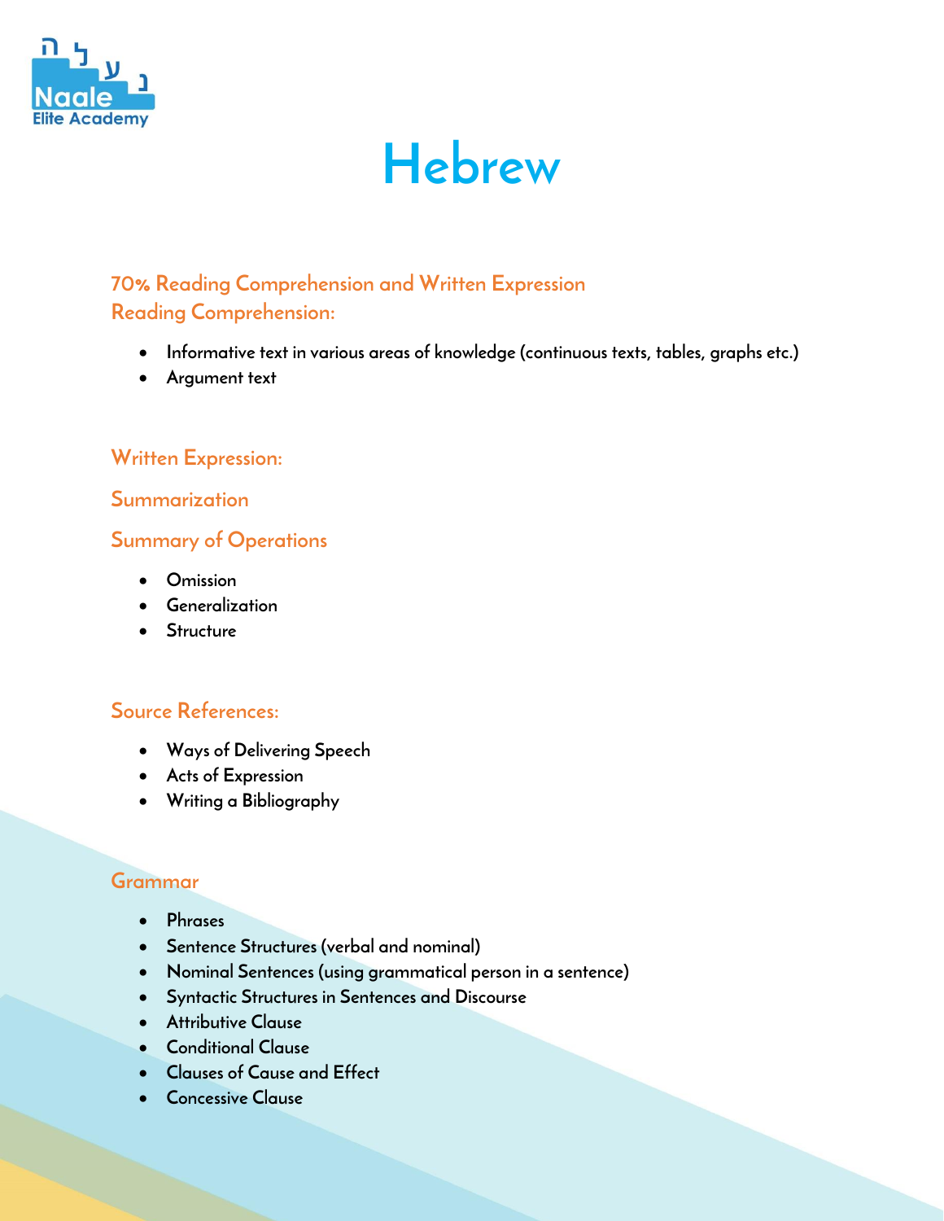# Hebrew

## 70% Reading Comprehension and Written Expression

### Reading Comprehension:

- Informative text in various areas of knowledge (continuous texts, tables, graphs etc.)
- Argument text

### Written Expression:

### Summarization

### Summary of Operations

- Omission
- Generalization
- Structure

### Source References:

- Ways of Delivering Speech
- Acts of Expression
- Writing a Bibliography

### Grammar

- Phrases
- Sentence Structures (verbal and nominal)
- Nominal Sentences (using grammatical person in a sentence)
- Syntactic Structures in Sentences and Discourse
- Attributive Clause
- Conditional Clause
- Clauses of Cause and Effect
- Concessive Clause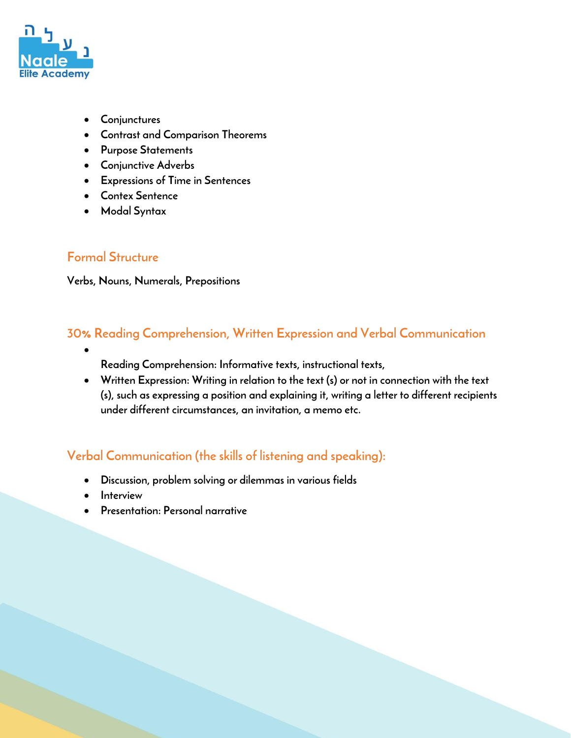- Conjunctures
- Contrast and Comparison Theorems
- Purpose Statements
- Conjunctive Adverbs
- Expressions of Time in Sentences
- Contex Sentence
- Modal Syntax

## Formal Structure

**Verbs, Nouns, Numerals, Prepositions**

## 30% Reading Comprehension, Written Expression and Verbal Communication

- Reading Comprehension: Informative texts, instructional texts,
- Written Expression: Writing in relation to the text (s) or not in connection with the text (s), such as expressing a position and explaining it, writing a letter to different recipients under different circumstances, an invitation, a memo etc.

## Verbal Communication (the skills of listening and speaking):

- Discussion, problem solving or dilemmas in various fields
- Interview
- Presentation: Personal narrative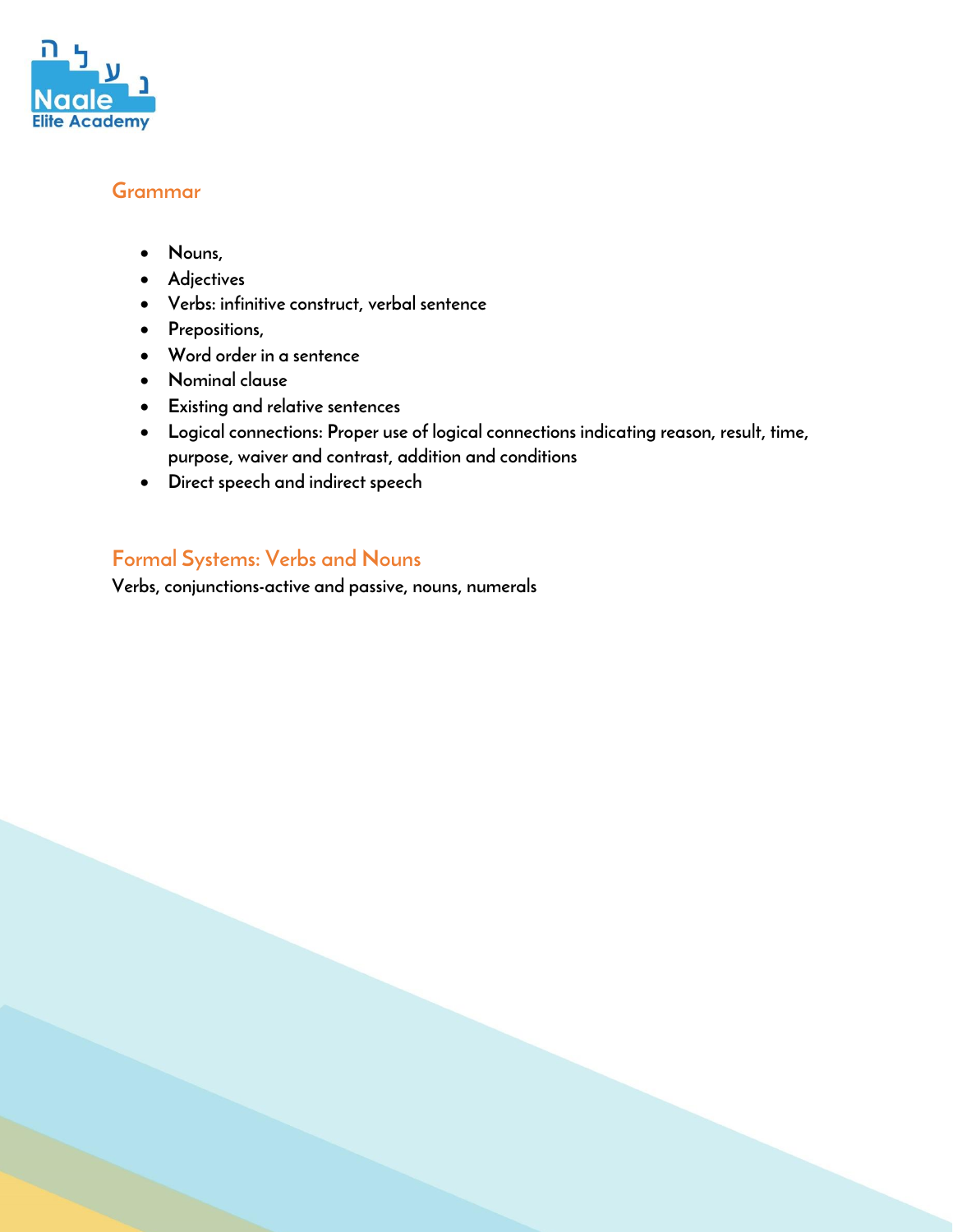## Grammar

- Nouns,
- Adjectives
- Verbs: infinitive construct, verbal sentence
- Prepositions,
- Word order in a sentence
- Nominal clause
- Existing and relative sentences
- Logical connections: Proper use of logical connections indicating reason, result, time, purpose, waiver and contrast, addition and conditions
- Direct speech and indirect speech

## Formal Systems: Verbs and Nouns

Verbs, conjunctions-active and passive, nouns, numerals